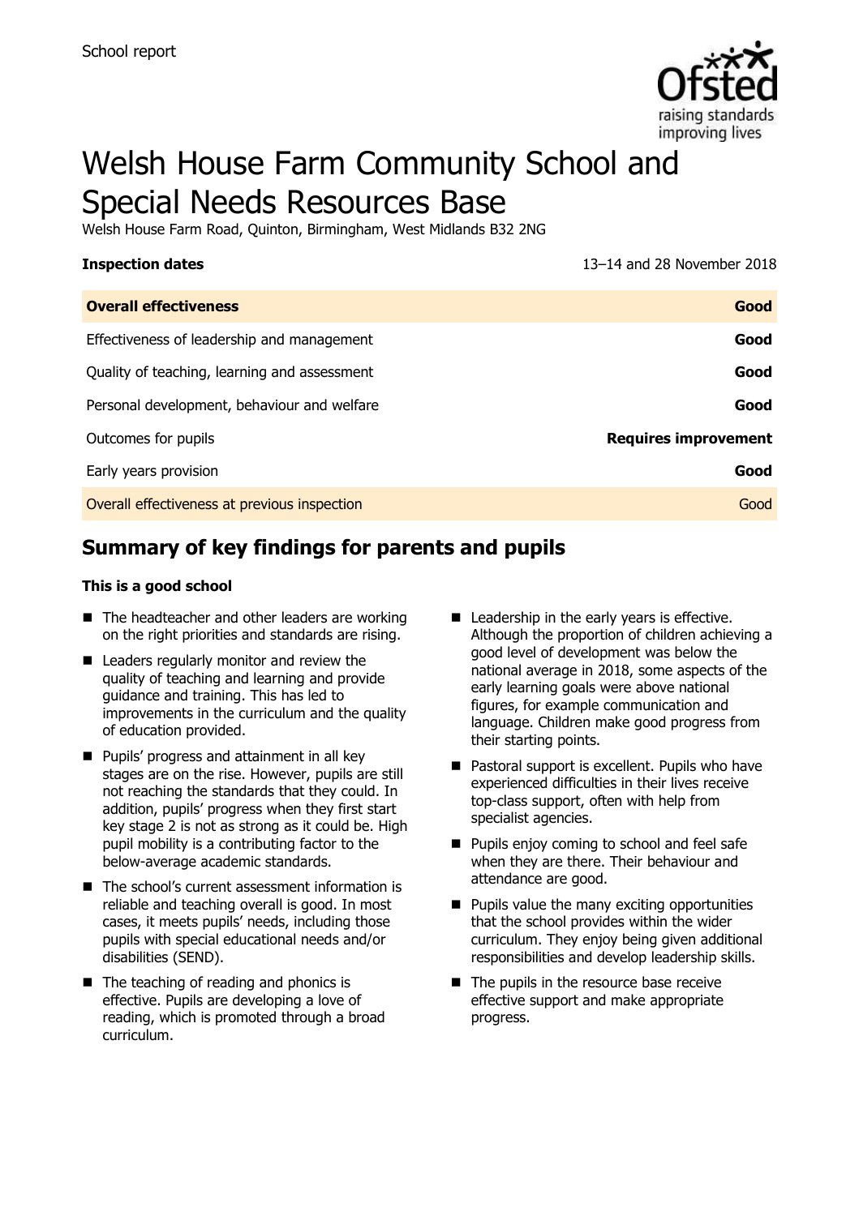School report

# Welsh House Farm Community School and Special Needs Resources Base

Welsh House Farm Road, Quinton, Birmingham, West Midlands B32 2NG

| **Inspection dates** | 13–14 and 28 November 2018 |
| --- | --- |
| **Overall effectiveness** | **Good** |
| Effectiveness of leadership and management | **Good** |
| Quality of teaching, learning and assessment | **Good** |
| Personal development, behaviour and welfare | **Good** |
| Outcomes for pupils | **Requires improvement** |
| Early years provision | **Good** |
| Overall effectiveness at previous inspection | Good |

## Summary of key findings for parents and pupils

**This is a good school**

- The headteacher and other leaders are working on the right priorities and standards are rising.
- Leaders regularly monitor and review the quality of teaching and learning and provide guidance and training. This has led to improvements in the curriculum and the quality of education provided.
- Pupils' progress and attainment in all key stages are on the rise. However, pupils are still not reaching the standards that they could. In addition, pupils' progress when they first start key stage 2 is not as strong as it could be. High pupil mobility is a contributing factor to the below-average academic standards.
- The school's current assessment information is reliable and teaching overall is good. In most cases, it meets pupils' needs, including those pupils with special educational needs and/or disabilities (SEND).
- The teaching of reading and phonics is effective. Pupils are developing a love of reading, which is promoted through a broad curriculum.
- Leadership in the early years is effective. Although the proportion of children achieving a good level of development was below the national average in 2018, some aspects of the early learning goals were above national figures, for example communication and language. Children make good progress from their starting points.
- Pastoral support is excellent. Pupils who have experienced difficulties in their lives receive top-class support, often with help from specialist agencies.
- Pupils enjoy coming to school and feel safe when they are there. Their behaviour and attendance are good.
- Pupils value the many exciting opportunities that the school provides within the wider curriculum. They enjoy being given additional responsibilities and develop leadership skills.
- The pupils in the resource base receive effective support and make appropriate progress.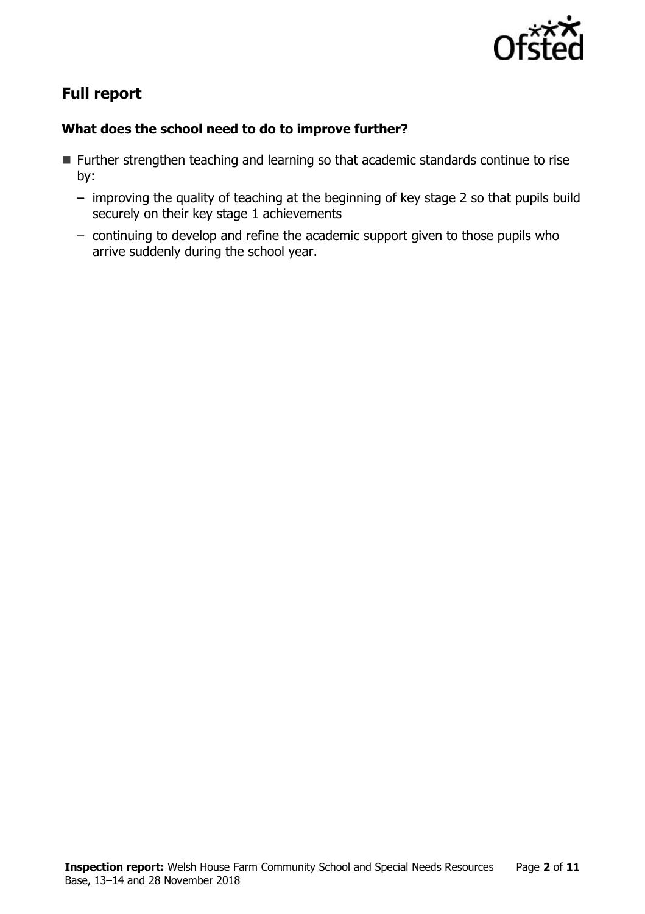## Full report

### What does the school need to do to improve further?

- Further strengthen teaching and learning so that academic standards continue to rise by:
  - improving the quality of teaching at the beginning of key stage 2 so that pupils build securely on their key stage 1 achievements
  - continuing to develop and refine the academic support given to those pupils who arrive suddenly during the school year.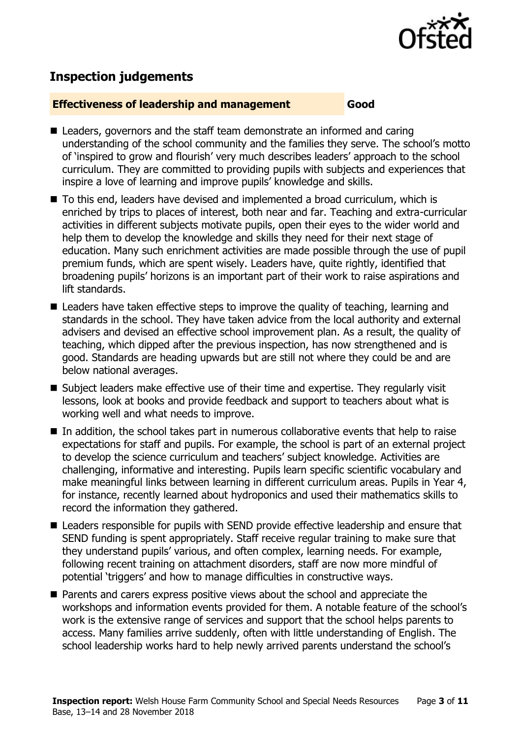## Inspection judgements

**Effectiveness of leadership and management** **Good**

- Leaders, governors and the staff team demonstrate an informed and caring understanding of the school community and the families they serve. The school's motto of 'inspired to grow and flourish' very much describes leaders' approach to the school curriculum. They are committed to providing pupils with subjects and experiences that inspire a love of learning and improve pupils' knowledge and skills.
- To this end, leaders have devised and implemented a broad curriculum, which is enriched by trips to places of interest, both near and far. Teaching and extra-curricular activities in different subjects motivate pupils, open their eyes to the wider world and help them to develop the knowledge and skills they need for their next stage of education. Many such enrichment activities are made possible through the use of pupil premium funds, which are spent wisely. Leaders have, quite rightly, identified that broadening pupils' horizons is an important part of their work to raise aspirations and lift standards.
- Leaders have taken effective steps to improve the quality of teaching, learning and standards in the school. They have taken advice from the local authority and external advisers and devised an effective school improvement plan. As a result, the quality of teaching, which dipped after the previous inspection, has now strengthened and is good. Standards are heading upwards but are still not where they could be and are below national averages.
- Subject leaders make effective use of their time and expertise. They regularly visit lessons, look at books and provide feedback and support to teachers about what is working well and what needs to improve.
- In addition, the school takes part in numerous collaborative events that help to raise expectations for staff and pupils. For example, the school is part of an external project to develop the science curriculum and teachers' subject knowledge. Activities are challenging, informative and interesting. Pupils learn specific scientific vocabulary and make meaningful links between learning in different curriculum areas. Pupils in Year 4, for instance, recently learned about hydroponics and used their mathematics skills to record the information they gathered.
- Leaders responsible for pupils with SEND provide effective leadership and ensure that SEND funding is spent appropriately. Staff receive regular training to make sure that they understand pupils' various, and often complex, learning needs. For example, following recent training on attachment disorders, staff are now more mindful of potential 'triggers' and how to manage difficulties in constructive ways.
- Parents and carers express positive views about the school and appreciate the workshops and information events provided for them. A notable feature of the school's work is the extensive range of services and support that the school helps parents to access. Many families arrive suddenly, often with little understanding of English. The school leadership works hard to help newly arrived parents understand the school's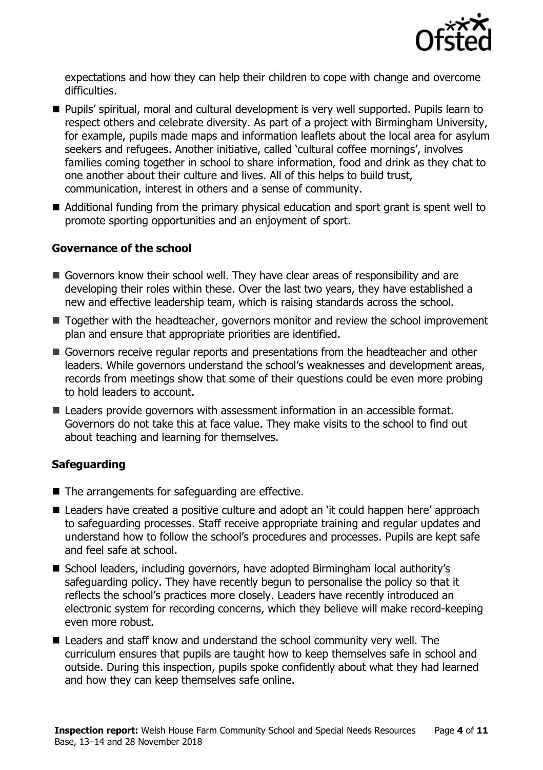expectations and how they can help their children to cope with change and overcome difficulties.

- Pupils' spiritual, moral and cultural development is very well supported. Pupils learn to respect others and celebrate diversity. As part of a project with Birmingham University, for example, pupils made maps and information leaflets about the local area for asylum seekers and refugees. Another initiative, called 'cultural coffee mornings', involves families coming together in school to share information, food and drink as they chat to one another about their culture and lives. All of this helps to build trust, communication, interest in others and a sense of community.
- Additional funding from the primary physical education and sport grant is spent well to promote sporting opportunities and an enjoyment of sport.

### Governance of the school

- Governors know their school well. They have clear areas of responsibility and are developing their roles within these. Over the last two years, they have established a new and effective leadership team, which is raising standards across the school.
- Together with the headteacher, governors monitor and review the school improvement plan and ensure that appropriate priorities are identified.
- Governors receive regular reports and presentations from the headteacher and other leaders. While governors understand the school's weaknesses and development areas, records from meetings show that some of their questions could be even more probing to hold leaders to account.
- Leaders provide governors with assessment information in an accessible format. Governors do not take this at face value. They make visits to the school to find out about teaching and learning for themselves.

### Safeguarding

- The arrangements for safeguarding are effective.
- Leaders have created a positive culture and adopt an 'it could happen here' approach to safeguarding processes. Staff receive appropriate training and regular updates and understand how to follow the school's procedures and processes. Pupils are kept safe and feel safe at school.
- School leaders, including governors, have adopted Birmingham local authority's safeguarding policy. They have recently begun to personalise the policy so that it reflects the school's practices more closely. Leaders have recently introduced an electronic system for recording concerns, which they believe will make record-keeping even more robust.
- Leaders and staff know and understand the school community very well. The curriculum ensures that pupils are taught how to keep themselves safe in school and outside. During this inspection, pupils spoke confidently about what they had learned and how they can keep themselves safe online.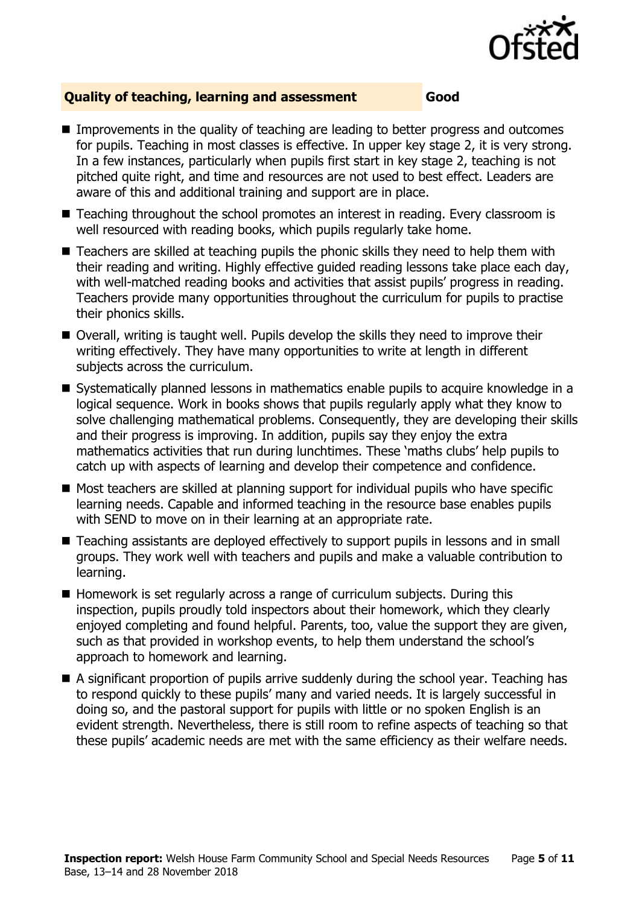## Quality of teaching, learning and assessment — Good

- Improvements in the quality of teaching are leading to better progress and outcomes for pupils. Teaching in most classes is effective. In upper key stage 2, it is very strong. In a few instances, particularly when pupils first start in key stage 2, teaching is not pitched quite right, and time and resources are not used to best effect. Leaders are aware of this and additional training and support are in place.
- Teaching throughout the school promotes an interest in reading. Every classroom is well resourced with reading books, which pupils regularly take home.
- Teachers are skilled at teaching pupils the phonic skills they need to help them with their reading and writing. Highly effective guided reading lessons take place each day, with well-matched reading books and activities that assist pupils' progress in reading. Teachers provide many opportunities throughout the curriculum for pupils to practise their phonics skills.
- Overall, writing is taught well. Pupils develop the skills they need to improve their writing effectively. They have many opportunities to write at length in different subjects across the curriculum.
- Systematically planned lessons in mathematics enable pupils to acquire knowledge in a logical sequence. Work in books shows that pupils regularly apply what they know to solve challenging mathematical problems. Consequently, they are developing their skills and their progress is improving. In addition, pupils say they enjoy the extra mathematics activities that run during lunchtimes. These 'maths clubs' help pupils to catch up with aspects of learning and develop their competence and confidence.
- Most teachers are skilled at planning support for individual pupils who have specific learning needs. Capable and informed teaching in the resource base enables pupils with SEND to move on in their learning at an appropriate rate.
- Teaching assistants are deployed effectively to support pupils in lessons and in small groups. They work well with teachers and pupils and make a valuable contribution to learning.
- Homework is set regularly across a range of curriculum subjects. During this inspection, pupils proudly told inspectors about their homework, which they clearly enjoyed completing and found helpful. Parents, too, value the support they are given, such as that provided in workshop events, to help them understand the school's approach to homework and learning.
- A significant proportion of pupils arrive suddenly during the school year. Teaching has to respond quickly to these pupils' many and varied needs. It is largely successful in doing so, and the pastoral support for pupils with little or no spoken English is an evident strength. Nevertheless, there is still room to refine aspects of teaching so that these pupils' academic needs are met with the same efficiency as their welfare needs.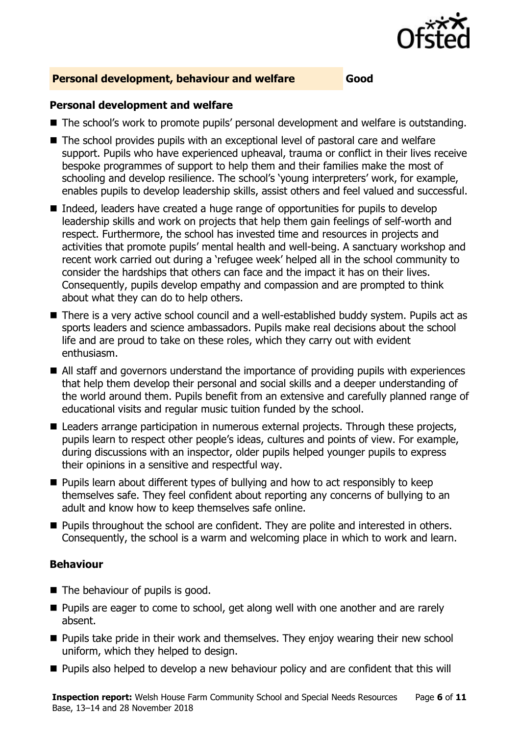## Personal development, behaviour and welfare **Good**

### Personal development and welfare

- The school's work to promote pupils' personal development and welfare is outstanding.
- The school provides pupils with an exceptional level of pastoral care and welfare support. Pupils who have experienced upheaval, trauma or conflict in their lives receive bespoke programmes of support to help them and their families make the most of schooling and develop resilience. The school's 'young interpreters' work, for example, enables pupils to develop leadership skills, assist others and feel valued and successful.
- Indeed, leaders have created a huge range of opportunities for pupils to develop leadership skills and work on projects that help them gain feelings of self-worth and respect. Furthermore, the school has invested time and resources in projects and activities that promote pupils' mental health and well-being. A sanctuary workshop and recent work carried out during a 'refugee week' helped all in the school community to consider the hardships that others can face and the impact it has on their lives. Consequently, pupils develop empathy and compassion and are prompted to think about what they can do to help others.
- There is a very active school council and a well-established buddy system. Pupils act as sports leaders and science ambassadors. Pupils make real decisions about the school life and are proud to take on these roles, which they carry out with evident enthusiasm.
- All staff and governors understand the importance of providing pupils with experiences that help them develop their personal and social skills and a deeper understanding of the world around them. Pupils benefit from an extensive and carefully planned range of educational visits and regular music tuition funded by the school.
- Leaders arrange participation in numerous external projects. Through these projects, pupils learn to respect other people's ideas, cultures and points of view. For example, during discussions with an inspector, older pupils helped younger pupils to express their opinions in a sensitive and respectful way.
- Pupils learn about different types of bullying and how to act responsibly to keep themselves safe. They feel confident about reporting any concerns of bullying to an adult and know how to keep themselves safe online.
- Pupils throughout the school are confident. They are polite and interested in others. Consequently, the school is a warm and welcoming place in which to work and learn.

### Behaviour

- The behaviour of pupils is good.
- Pupils are eager to come to school, get along well with one another and are rarely absent.
- Pupils take pride in their work and themselves. They enjoy wearing their new school uniform, which they helped to design.
- Pupils also helped to develop a new behaviour policy and are confident that this will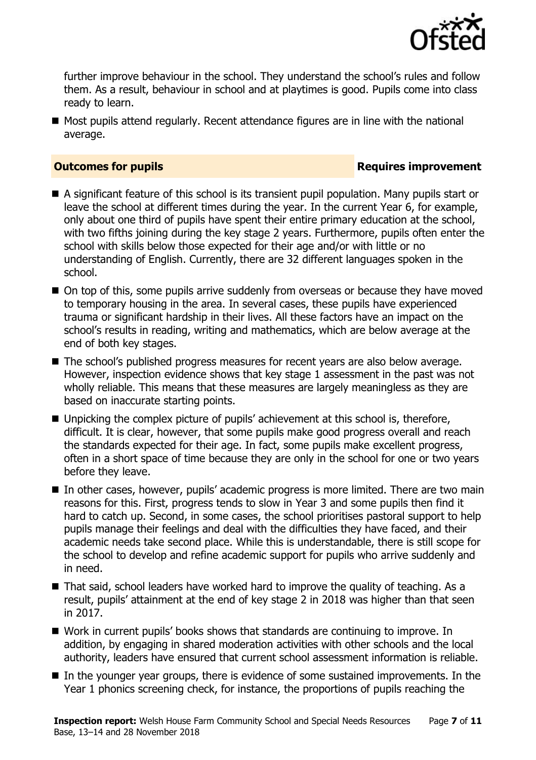further improve behaviour in the school. They understand the school's rules and follow them. As a result, behaviour in school and at playtimes is good. Pupils come into class ready to learn.

- Most pupils attend regularly. Recent attendance figures are in line with the national average.

### Outcomes for pupils — Requires improvement

- A significant feature of this school is its transient pupil population. Many pupils start or leave the school at different times during the year. In the current Year 6, for example, only about one third of pupils have spent their entire primary education at the school, with two fifths joining during the key stage 2 years. Furthermore, pupils often enter the school with skills below those expected for their age and/or with little or no understanding of English. Currently, there are 32 different languages spoken in the school.
- On top of this, some pupils arrive suddenly from overseas or because they have moved to temporary housing in the area. In several cases, these pupils have experienced trauma or significant hardship in their lives. All these factors have an impact on the school's results in reading, writing and mathematics, which are below average at the end of both key stages.
- The school's published progress measures for recent years are also below average. However, inspection evidence shows that key stage 1 assessment in the past was not wholly reliable. This means that these measures are largely meaningless as they are based on inaccurate starting points.
- Unpicking the complex picture of pupils' achievement at this school is, therefore, difficult. It is clear, however, that some pupils make good progress overall and reach the standards expected for their age. In fact, some pupils make excellent progress, often in a short space of time because they are only in the school for one or two years before they leave.
- In other cases, however, pupils' academic progress is more limited. There are two main reasons for this. First, progress tends to slow in Year 3 and some pupils then find it hard to catch up. Second, in some cases, the school prioritises pastoral support to help pupils manage their feelings and deal with the difficulties they have faced, and their academic needs take second place. While this is understandable, there is still scope for the school to develop and refine academic support for pupils who arrive suddenly and in need.
- That said, school leaders have worked hard to improve the quality of teaching. As a result, pupils' attainment at the end of key stage 2 in 2018 was higher than that seen in 2017.
- Work in current pupils' books shows that standards are continuing to improve. In addition, by engaging in shared moderation activities with other schools and the local authority, leaders have ensured that current school assessment information is reliable.
- In the younger year groups, there is evidence of some sustained improvements. In the Year 1 phonics screening check, for instance, the proportions of pupils reaching the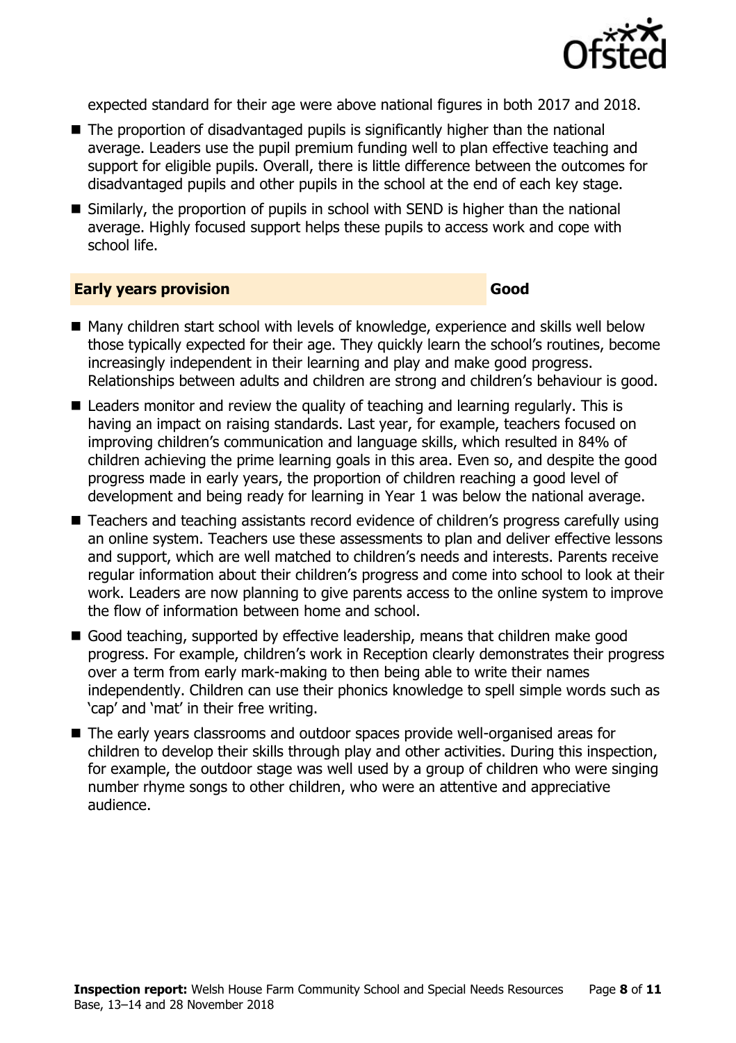expected standard for their age were above national figures in both 2017 and 2018.

- The proportion of disadvantaged pupils is significantly higher than the national average. Leaders use the pupil premium funding well to plan effective teaching and support for eligible pupils. Overall, there is little difference between the outcomes for disadvantaged pupils and other pupils in the school at the end of each key stage.
- Similarly, the proportion of pupils in school with SEND is higher than the national average. Highly focused support helps these pupils to access work and cope with school life.

## Early years provision — Good

- Many children start school with levels of knowledge, experience and skills well below those typically expected for their age. They quickly learn the school's routines, become increasingly independent in their learning and play and make good progress. Relationships between adults and children are strong and children's behaviour is good.
- Leaders monitor and review the quality of teaching and learning regularly. This is having an impact on raising standards. Last year, for example, teachers focused on improving children's communication and language skills, which resulted in 84% of children achieving the prime learning goals in this area. Even so, and despite the good progress made in early years, the proportion of children reaching a good level of development and being ready for learning in Year 1 was below the national average.
- Teachers and teaching assistants record evidence of children's progress carefully using an online system. Teachers use these assessments to plan and deliver effective lessons and support, which are well matched to children's needs and interests. Parents receive regular information about their children's progress and come into school to look at their work. Leaders are now planning to give parents access to the online system to improve the flow of information between home and school.
- Good teaching, supported by effective leadership, means that children make good progress. For example, children's work in Reception clearly demonstrates their progress over a term from early mark-making to then being able to write their names independently. Children can use their phonics knowledge to spell simple words such as 'cap' and 'mat' in their free writing.
- The early years classrooms and outdoor spaces provide well-organised areas for children to develop their skills through play and other activities. During this inspection, for example, the outdoor stage was well used by a group of children who were singing number rhyme songs to other children, who were an attentive and appreciative audience.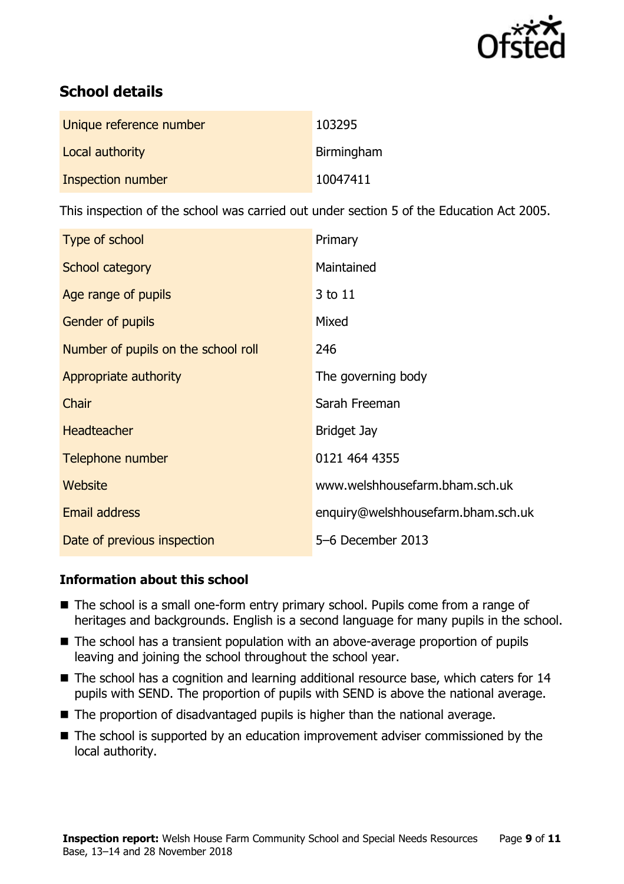## School details

| | |
|---|---|
| Unique reference number | 103295 |
| Local authority | Birmingham |
| Inspection number | 10047411 |

This inspection of the school was carried out under section 5 of the Education Act 2005.

| | |
|---|---|
| Type of school | Primary |
| School category | Maintained |
| Age range of pupils | 3 to 11 |
| Gender of pupils | Mixed |
| Number of pupils on the school roll | 246 |
| Appropriate authority | The governing body |
| Chair | Sarah Freeman |
| Headteacher | Bridget Jay |
| Telephone number | 0121 464 4355 |
| Website | www.welshhousefarm.bham.sch.uk |
| Email address | enquiry@welshhousefarm.bham.sch.uk |
| Date of previous inspection | 5–6 December 2013 |

### Information about this school

- The school is a small one-form entry primary school. Pupils come from a range of heritages and backgrounds. English is a second language for many pupils in the school.
- The school has a transient population with an above-average proportion of pupils leaving and joining the school throughout the school year.
- The school has a cognition and learning additional resource base, which caters for 14 pupils with SEND. The proportion of pupils with SEND is above the national average.
- The proportion of disadvantaged pupils is higher than the national average.
- The school is supported by an education improvement adviser commissioned by the local authority.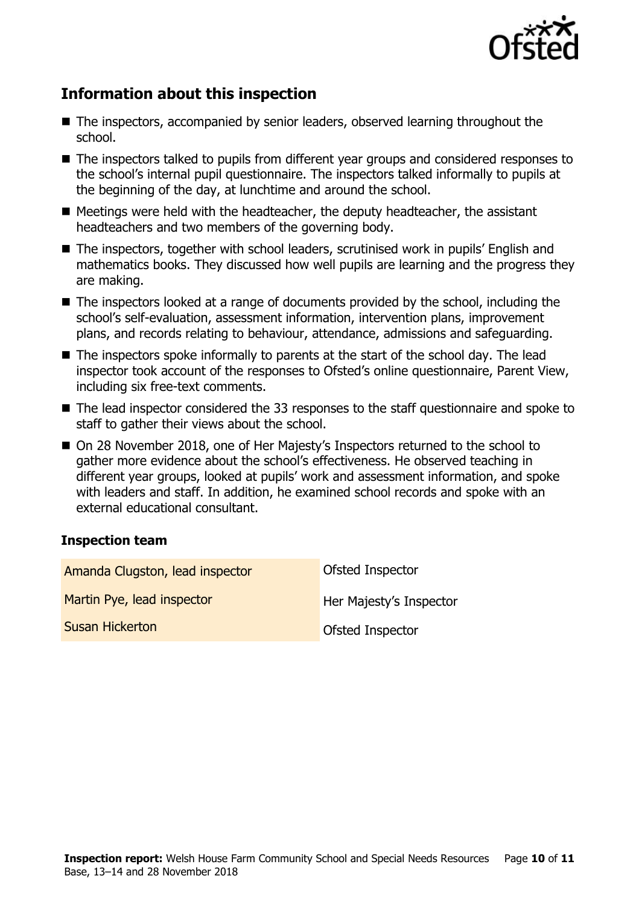## Information about this inspection

- The inspectors, accompanied by senior leaders, observed learning throughout the school.
- The inspectors talked to pupils from different year groups and considered responses to the school's internal pupil questionnaire. The inspectors talked informally to pupils at the beginning of the day, at lunchtime and around the school.
- Meetings were held with the headteacher, the deputy headteacher, the assistant headteachers and two members of the governing body.
- The inspectors, together with school leaders, scrutinised work in pupils' English and mathematics books. They discussed how well pupils are learning and the progress they are making.
- The inspectors looked at a range of documents provided by the school, including the school's self-evaluation, assessment information, intervention plans, improvement plans, and records relating to behaviour, attendance, admissions and safeguarding.
- The inspectors spoke informally to parents at the start of the school day. The lead inspector took account of the responses to Ofsted's online questionnaire, Parent View, including six free-text comments.
- The lead inspector considered the 33 responses to the staff questionnaire and spoke to staff to gather their views about the school.
- On 28 November 2018, one of Her Majesty's Inspectors returned to the school to gather more evidence about the school's effectiveness. He observed teaching in different year groups, looked at pupils' work and assessment information, and spoke with leaders and staff. In addition, he examined school records and spoke with an external educational consultant.

### Inspection team

| | |
|---|---|
| Amanda Clugston, lead inspector | Ofsted Inspector |
| Martin Pye, lead inspector | Her Majesty's Inspector |
| Susan Hickerton | Ofsted Inspector |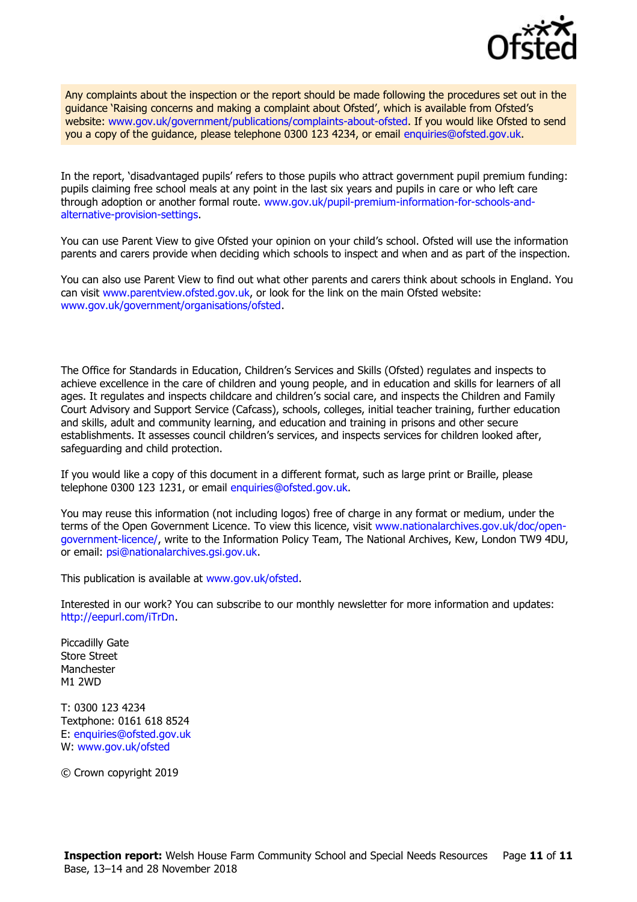Any complaints about the inspection or the report should be made following the procedures set out in the guidance 'Raising concerns and making a complaint about Ofsted', which is available from Ofsted's website: www.gov.uk/government/publications/complaints-about-ofsted. If you would like Ofsted to send you a copy of the guidance, please telephone 0300 123 4234, or email enquiries@ofsted.gov.uk.

In the report, 'disadvantaged pupils' refers to those pupils who attract government pupil premium funding: pupils claiming free school meals at any point in the last six years and pupils in care or who left care through adoption or another formal route. www.gov.uk/pupil-premium-information-for-schools-and-alternative-provision-settings.

You can use Parent View to give Ofsted your opinion on your child's school. Ofsted will use the information parents and carers provide when deciding which schools to inspect and when and as part of the inspection.

You can also use Parent View to find out what other parents and carers think about schools in England. You can visit www.parentview.ofsted.gov.uk, or look for the link on the main Ofsted website: www.gov.uk/government/organisations/ofsted.

The Office for Standards in Education, Children's Services and Skills (Ofsted) regulates and inspects to achieve excellence in the care of children and young people, and in education and skills for learners of all ages. It regulates and inspects childcare and children's social care, and inspects the Children and Family Court Advisory and Support Service (Cafcass), schools, colleges, initial teacher training, further education and skills, adult and community learning, and education and training in prisons and other secure establishments. It assesses council children's services, and inspects services for children looked after, safeguarding and child protection.

If you would like a copy of this document in a different format, such as large print or Braille, please telephone 0300 123 1231, or email enquiries@ofsted.gov.uk.

You may reuse this information (not including logos) free of charge in any format or medium, under the terms of the Open Government Licence. To view this licence, visit www.nationalarchives.gov.uk/doc/open-government-licence/, write to the Information Policy Team, The National Archives, Kew, London TW9 4DU, or email: psi@nationalarchives.gsi.gov.uk.

This publication is available at www.gov.uk/ofsted.

Interested in our work? You can subscribe to our monthly newsletter for more information and updates: http://eepurl.com/iTrDn.

Piccadilly Gate
Store Street
Manchester
M1 2WD

T: 0300 123 4234
Textphone: 0161 618 8524
E: enquiries@ofsted.gov.uk
W: www.gov.uk/ofsted

© Crown copyright 2019